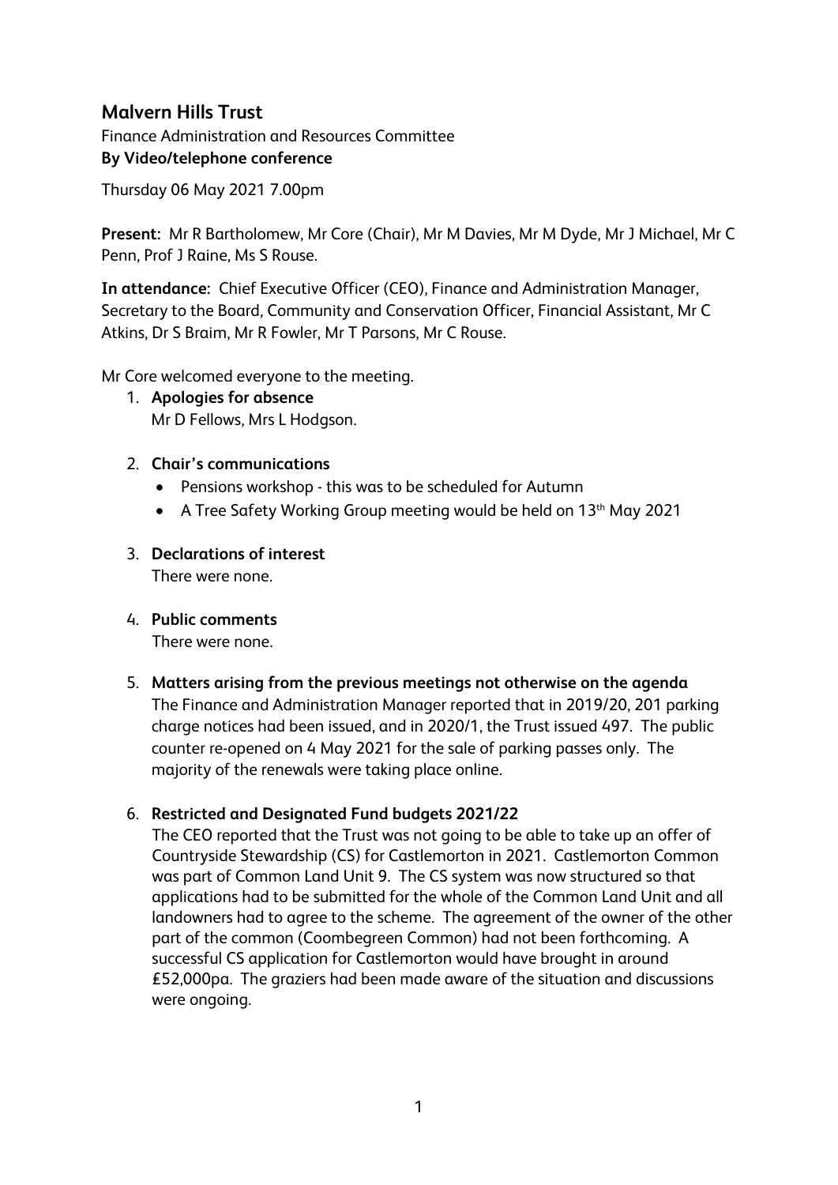## Malvern Hills Trust

Finance Administration and Resources Committee
**By Video/telephone conference**

Thursday 06 May 2021 7.00pm

**Present:** Mr R Bartholomew, Mr Core (Chair), Mr M Davies, Mr M Dyde, Mr J Michael, Mr C Penn, Prof J Raine, Ms S Rouse.

**In attendance:** Chief Executive Officer (CEO), Finance and Administration Manager, Secretary to the Board, Community and Conservation Officer, Financial Assistant, Mr C Atkins, Dr S Braim, Mr R Fowler, Mr T Parsons, Mr C Rouse.

Mr Core welcomed everyone to the meeting.

1. **Apologies for absence**
   Mr D Fellows, Mrs L Hodgson.

2. **Chair's communications**
   - Pensions workshop - this was to be scheduled for Autumn
   - A Tree Safety Working Group meeting would be held on 13th May 2021

3. **Declarations of interest**
   There were none.

4. **Public comments**
   There were none.

5. **Matters arising from the previous meetings not otherwise on the agenda**
   The Finance and Administration Manager reported that in 2019/20, 201 parking charge notices had been issued, and in 2020/1, the Trust issued 497. The public counter re-opened on 4 May 2021 for the sale of parking passes only. The majority of the renewals were taking place online.

6. **Restricted and Designated Fund budgets 2021/22**
   The CEO reported that the Trust was not going to be able to take up an offer of Countryside Stewardship (CS) for Castlemorton in 2021. Castlemorton Common was part of Common Land Unit 9. The CS system was now structured so that applications had to be submitted for the whole of the Common Land Unit and all landowners had to agree to the scheme. The agreement of the owner of the other part of the common (Coombegreen Common) had not been forthcoming. A successful CS application for Castlemorton would have brought in around £52,000pa. The graziers had been made aware of the situation and discussions were ongoing.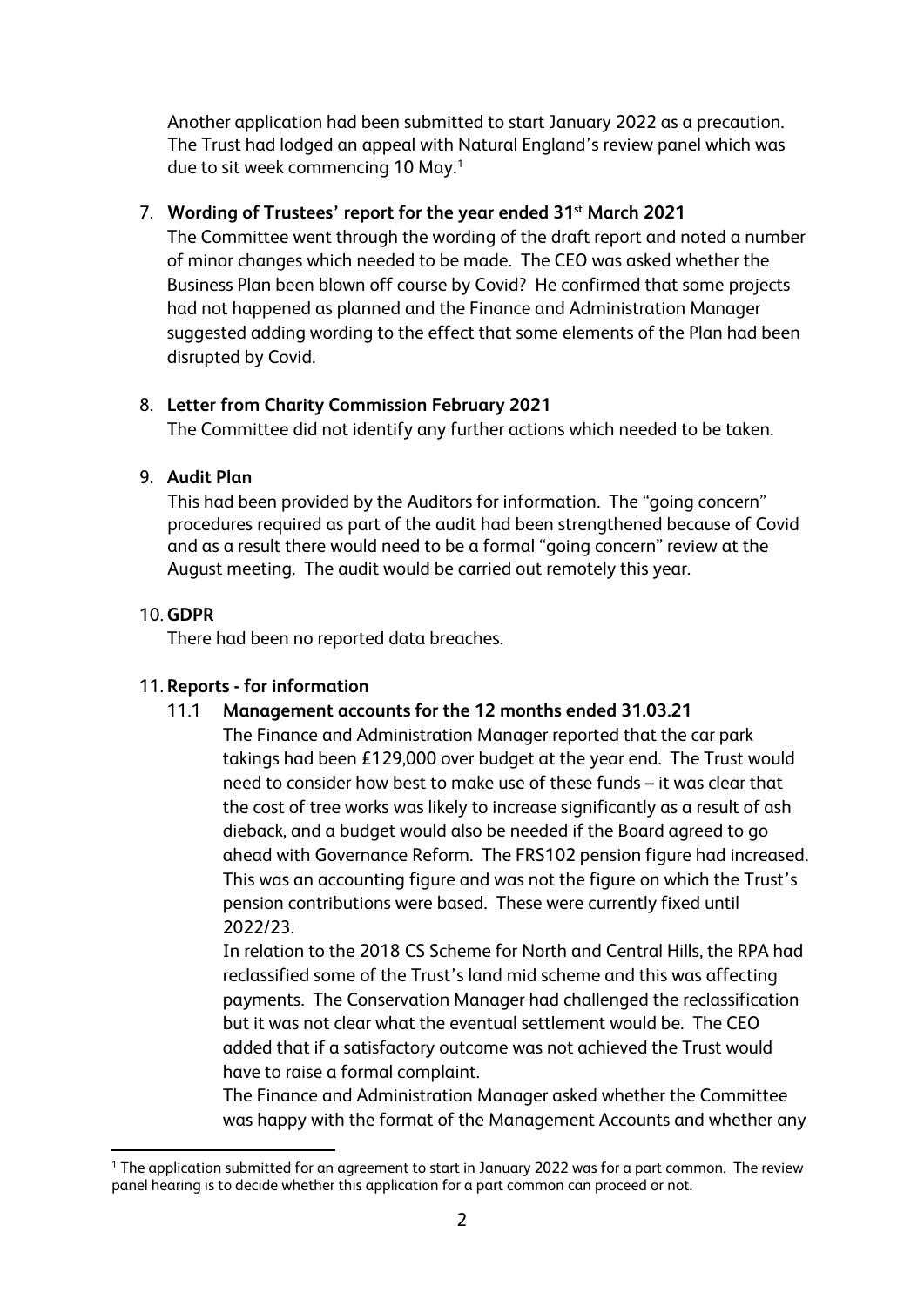Another application had been submitted to start January 2022 as a precaution. The Trust had lodged an appeal with Natural England's review panel which was due to sit week commencing 10 May.[1]

7. **Wording of Trustees' report for the year ended 31st March 2021**

   The Committee went through the wording of the draft report and noted a number of minor changes which needed to be made. The CEO was asked whether the Business Plan been blown off course by Covid? He confirmed that some projects had not happened as planned and the Finance and Administration Manager suggested adding wording to the effect that some elements of the Plan had been disrupted by Covid.

8. **Letter from Charity Commission February 2021**

   The Committee did not identify any further actions which needed to be taken.

9. **Audit Plan**

   This had been provided by the Auditors for information. The "going concern" procedures required as part of the audit had been strengthened because of Covid and as a result there would need to be a formal "going concern" review at the August meeting. The audit would be carried out remotely this year.

10. **GDPR**

    There had been no reported data breaches.

11. **Reports - for information**

    11.1 **Management accounts for the 12 months ended 31.03.21**

    The Finance and Administration Manager reported that the car park takings had been £129,000 over budget at the year end. The Trust would need to consider how best to make use of these funds – it was clear that the cost of tree works was likely to increase significantly as a result of ash dieback, and a budget would also be needed if the Board agreed to go ahead with Governance Reform. The FRS102 pension figure had increased. This was an accounting figure and was not the figure on which the Trust's pension contributions were based. These were currently fixed until 2022/23.

    In relation to the 2018 CS Scheme for North and Central Hills, the RPA had reclassified some of the Trust's land mid scheme and this was affecting payments. The Conservation Manager had challenged the reclassification but it was not clear what the eventual settlement would be. The CEO added that if a satisfactory outcome was not achieved the Trust would have to raise a formal complaint.

    The Finance and Administration Manager asked whether the Committee was happy with the format of the Management Accounts and whether any

[1] The application submitted for an agreement to start in January 2022 was for a part common. The review panel hearing is to decide whether this application for a part common can proceed or not.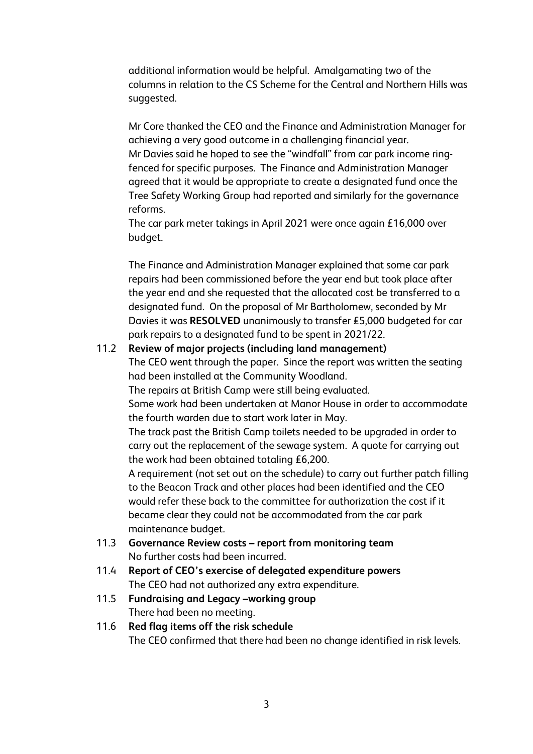additional information would be helpful. Amalgamating two of the columns in relation to the CS Scheme for the Central and Northern Hills was suggested.

Mr Core thanked the CEO and the Finance and Administration Manager for achieving a very good outcome in a challenging financial year.
Mr Davies said he hoped to see the "windfall" from car park income ring-fenced for specific purposes. The Finance and Administration Manager agreed that it would be appropriate to create a designated fund once the Tree Safety Working Group had reported and similarly for the governance reforms.
The car park meter takings in April 2021 were once again £16,000 over budget.

The Finance and Administration Manager explained that some car park repairs had been commissioned before the year end but took place after the year end and she requested that the allocated cost be transferred to a designated fund. On the proposal of Mr Bartholomew, seconded by Mr Davies it was **RESOLVED** unanimously to transfer £5,000 budgeted for car park repairs to a designated fund to be spent in 2021/22.

11.2 **Review of major projects (including land management)**
The CEO went through the paper. Since the report was written the seating had been installed at the Community Woodland.
The repairs at British Camp were still being evaluated.
Some work had been undertaken at Manor House in order to accommodate the fourth warden due to start work later in May.
The track past the British Camp toilets needed to be upgraded in order to carry out the replacement of the sewage system. A quote for carrying out the work had been obtained totaling £6,200.
A requirement (not set out on the schedule) to carry out further patch filling to the Beacon Track and other places had been identified and the CEO would refer these back to the committee for authorization the cost if it became clear they could not be accommodated from the car park maintenance budget.

11.3 **Governance Review costs – report from monitoring team**
No further costs had been incurred.

11.4 **Report of CEO's exercise of delegated expenditure powers**
The CEO had not authorized any extra expenditure.

11.5 **Fundraising and Legacy –working group**
There had been no meeting.

11.6 **Red flag items off the risk schedule**
The CEO confirmed that there had been no change identified in risk levels.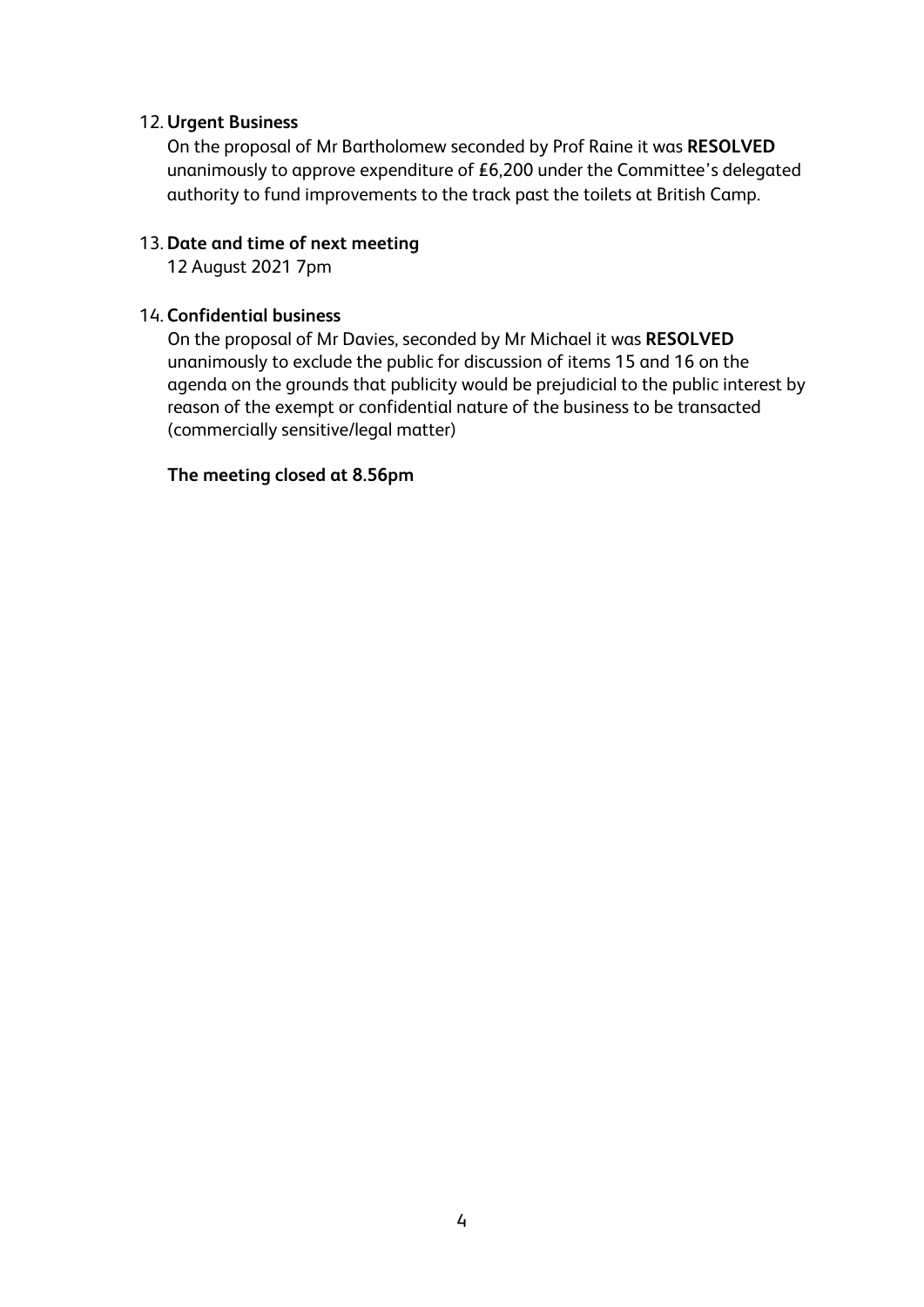12. **Urgent Business**

    On the proposal of Mr Bartholomew seconded by Prof Raine it was **RESOLVED** unanimously to approve expenditure of £6,200 under the Committee's delegated authority to fund improvements to the track past the toilets at British Camp.

13. **Date and time of next meeting**

    12 August 2021 7pm

14. **Confidential business**

    On the proposal of Mr Davies, seconded by Mr Michael it was **RESOLVED** unanimously to exclude the public for discussion of items 15 and 16 on the agenda on the grounds that publicity would be prejudicial to the public interest by reason of the exempt or confidential nature of the business to be transacted (commercially sensitive/legal matter)

    **The meeting closed at 8.56pm**